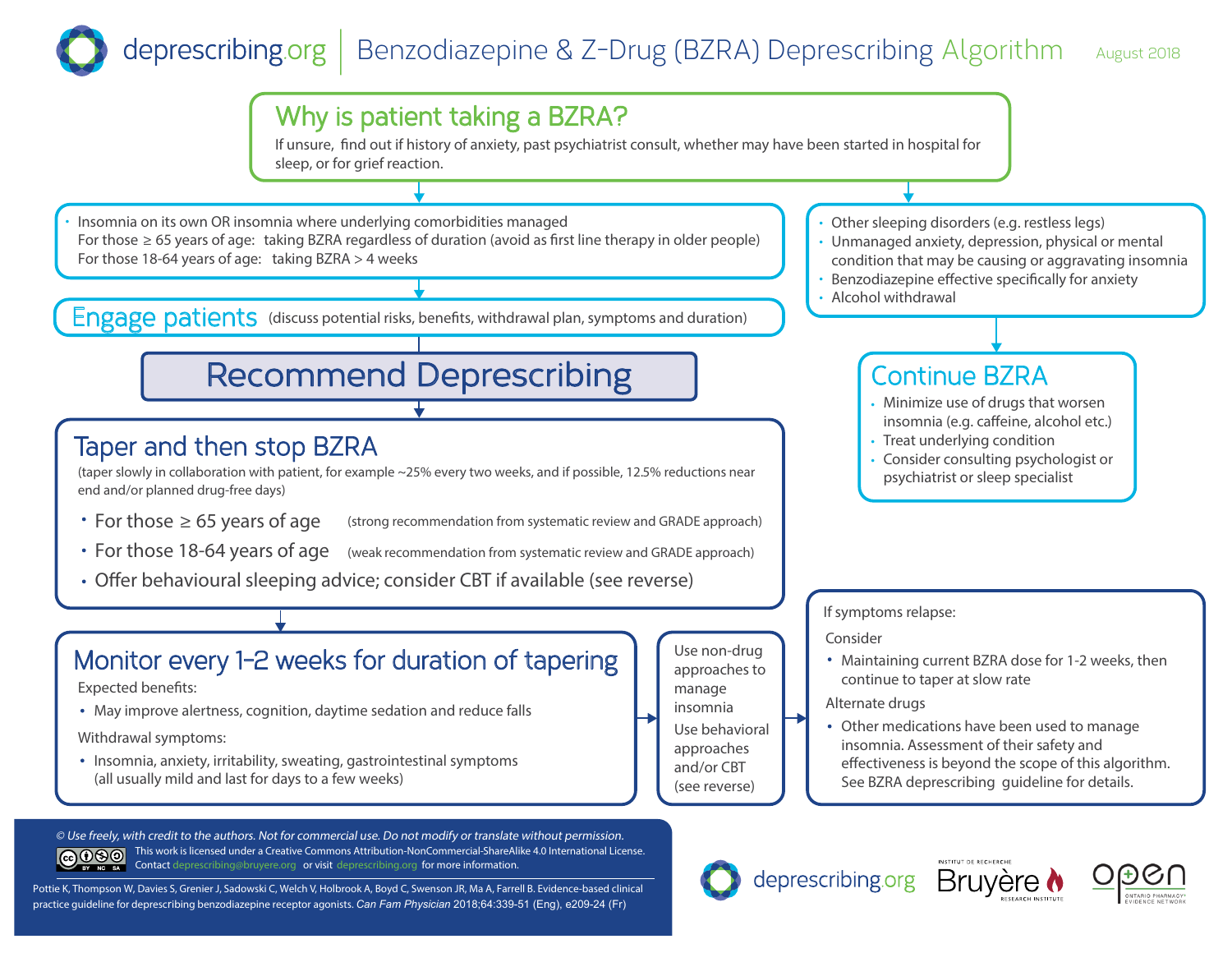# deprescribing.org | Benzodiazepine & Z-Drug (BZRA) Deprescribing Algorithm

August 2018

## Why is patient taking a BZRA?

If unsure, find out if history of anxiety, past psychiatrist consult, whether may have been started in hospital for sleep, or for grief reaction.

- Insomnia on its own OR insomnia where underlying comorbidities managed
  For those ≥ 65 years of age: taking BZRA regardless of duration (avoid as first line therapy in older people)
  For those 18-64 years of age: taking BZRA > 4 weeks

## Engage patients

(discuss potential risks, benefits, withdrawal plan, symptoms and duration)

## Recommend Deprescribing

## Taper and then stop BZRA

(taper slowly in collaboration with patient, for example ~25% every two weeks, and if possible, 12.5% reductions near end and/or planned drug-free days)

- For those ≥ 65 years of age (strong recommendation from systematic review and GRADE approach)
- For those 18-64 years of age (weak recommendation from systematic review and GRADE approach)
- Offer behavioural sleeping advice; consider CBT if available (see reverse)

## Monitor every 1-2 weeks for duration of tapering

Expected benefits:

- May improve alertness, cognition, daytime sedation and reduce falls

Withdrawal symptoms:

- Insomnia, anxiety, irritability, sweating, gastrointestinal symptoms (all usually mild and last for days to a few weeks)

Use non-drug approaches to manage insomnia

Use behavioral approaches and/or CBT (see reverse)

If symptoms relapse:

Consider

- Maintaining current BZRA dose for 1-2 weeks, then continue to taper at slow rate

Alternate drugs

- Other medications have been used to manage insomnia. Assessment of their safety and effectiveness is beyond the scope of this algorithm. See BZRA deprescribing guideline for details.

---

- Other sleeping disorders (e.g. restless legs)
- Unmanaged anxiety, depression, physical or mental condition that may be causing or aggravating insomnia
- Benzodiazepine effective specifically for anxiety
- Alcohol withdrawal

## Continue BZRA

- Minimize use of drugs that worsen insomnia (e.g. caffeine, alcohol etc.)
- Treat underlying condition
- Consider consulting psychologist or psychiatrist or sleep specialist

---

*© Use freely, with credit to the authors. Not for commercial use. Do not modify or translate without permission.*

This work is licensed under a Creative Commons Attribution-NonCommercial-ShareAlike 4.0 International License. Contact deprescribing@bruyere.org or visit deprescribing.org for more information.

Pottie K, Thompson W, Davies S, Grenier J, Sadowski C, Welch V, Holbrook A, Boyd C, Swenson JR, Ma A, Farrell B. Evidence-based clinical practice guideline for deprescribing benzodiazepine receptor agonists. *Can Fam Physician* 2018;64:339-51 (Eng), e209-24 (Fr)

deprescribing.org | Institut de recherche Bruyère Research Institute | OPEN Ontario Pharmacy Evidence Network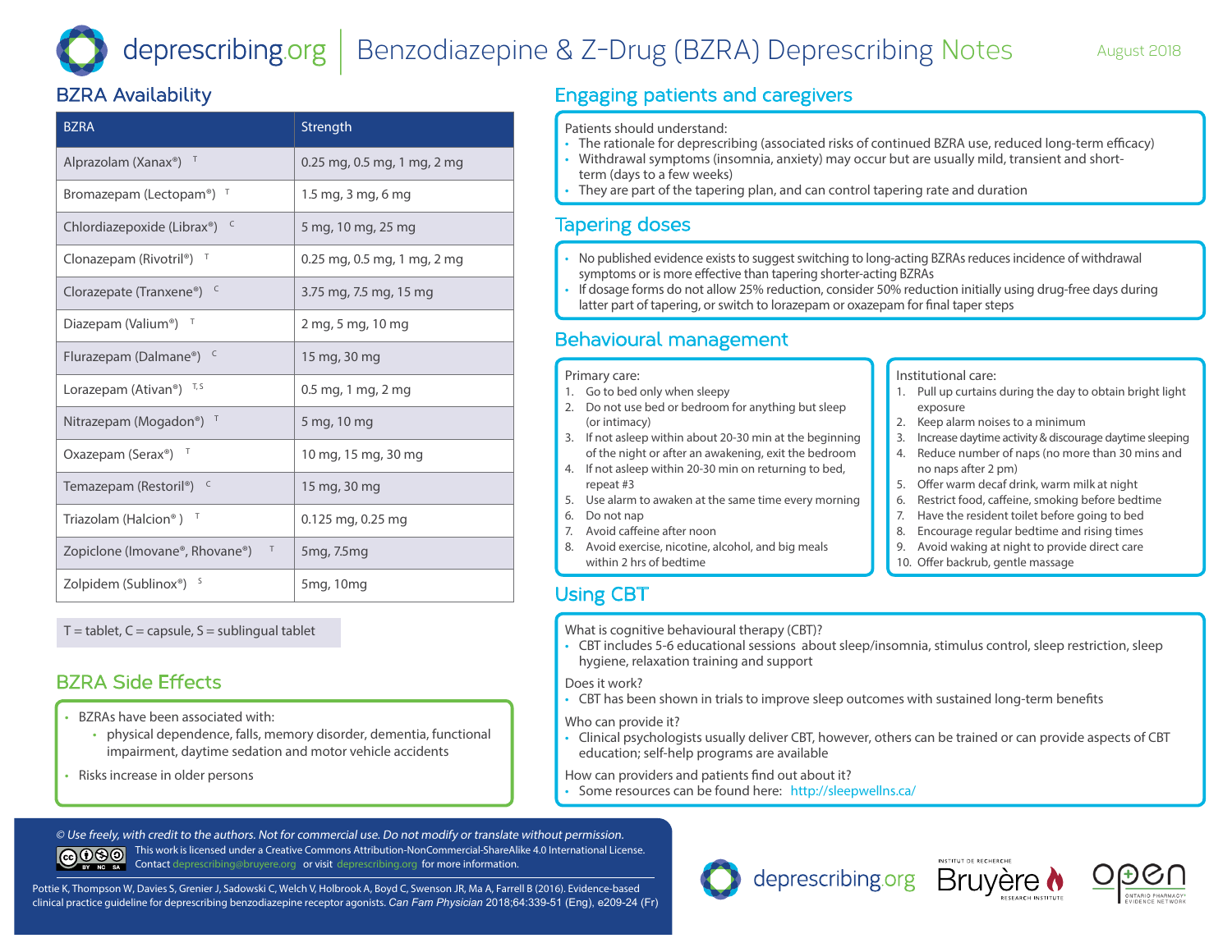# deprescribing.org | Benzodiazepine & Z-Drug (BZRA) Deprescribing Notes

August 2018

## BZRA Availability

| BZRA | Strength |
|---|---|
| Alprazolam (Xanax®) T | 0.25 mg, 0.5 mg, 1 mg, 2 mg |
| Bromazepam (Lectopam®) T | 1.5 mg, 3 mg, 6 mg |
| Chlordiazepoxide (Librax®) C | 5 mg, 10 mg, 25 mg |
| Clonazepam (Rivotril®) T | 0.25 mg, 0.5 mg, 1 mg, 2 mg |
| Clorazepate (Tranxene®) C | 3.75 mg, 7.5 mg, 15 mg |
| Diazepam (Valium®) T | 2 mg, 5 mg, 10 mg |
| Flurazepam (Dalmane®) C | 15 mg, 30 mg |
| Lorazepam (Ativan®) T, S | 0.5 mg, 1 mg, 2 mg |
| Nitrazepam (Mogadon®) T | 5 mg, 10 mg |
| Oxazepam (Serax®) T | 10 mg, 15 mg, 30 mg |
| Temazepam (Restoril®) C | 15 mg, 30 mg |
| Triazolam (Halcion®) T | 0.125 mg, 0.25 mg |
| Zopiclone (Imovane®, Rhovane®) T | 5mg, 7.5mg |
| Zolpidem (Sublinox®) S | 5mg, 10mg |

T = tablet, C = capsule, S = sublingual tablet

## BZRA Side Effects

- BZRAs have been associated with:
  - physical dependence, falls, memory disorder, dementia, functional impairment, daytime sedation and motor vehicle accidents
- Risks increase in older persons

## Engaging patients and caregivers

Patients should understand:
- The rationale for deprescribing (associated risks of continued BZRA use, reduced long-term efficacy)
- Withdrawal symptoms (insomnia, anxiety) may occur but are usually mild, transient and short-term (days to a few weeks)
- They are part of the tapering plan, and can control tapering rate and duration

## Tapering doses

- No published evidence exists to suggest switching to long-acting BZRAs reduces incidence of withdrawal symptoms or is more effective than tapering shorter-acting BZRAs
- If dosage forms do not allow 25% reduction, consider 50% reduction initially using drug-free days during latter part of tapering, or switch to lorazepam or oxazepam for final taper steps

## Behavioural management

Primary care:
1. Go to bed only when sleepy
2. Do not use bed or bedroom for anything but sleep (or intimacy)
3. If not asleep within about 20-30 min at the beginning of the night or after an awakening, exit the bedroom
4. If not asleep within 20-30 min on returning to bed, repeat #3
5. Use alarm to awaken at the same time every morning
6. Do not nap
7. Avoid caffeine after noon
8. Avoid exercise, nicotine, alcohol, and big meals within 2 hrs of bedtime

Institutional care:
1. Pull up curtains during the day to obtain bright light exposure
2. Keep alarm noises to a minimum
3. Increase daytime activity & discourage daytime sleeping
4. Reduce number of naps (no more than 30 mins and no naps after 2 pm)
5. Offer warm decaf drink, warm milk at night
6. Restrict food, caffeine, smoking before bedtime
7. Have the resident toilet before going to bed
8. Encourage regular bedtime and rising times
9. Avoid waking at night to provide direct care
10. Offer backrub, gentle massage

## Using CBT

What is cognitive behavioural therapy (CBT)?
- CBT includes 5-6 educational sessions about sleep/insomnia, stimulus control, sleep restriction, sleep hygiene, relaxation training and support

Does it work?
- CBT has been shown in trials to improve sleep outcomes with sustained long-term benefits

Who can provide it?
- Clinical psychologists usually deliver CBT, however, others can be trained or can provide aspects of CBT education; self-help programs are available

How can providers and patients find out about it?
- Some resources can be found here: http://sleepwellns.ca/

*© Use freely, with credit to the authors. Not for commercial use. Do not modify or translate without permission.*

This work is licensed under a Creative Commons Attribution-NonCommercial-ShareAlike 4.0 International License. Contact deprescribing@bruyere.org or visit deprescribing.org for more information.

Pottie K, Thompson W, Davies S, Grenier J, Sadowski C, Welch V, Holbrook A, Boyd C, Swenson JR, Ma A, Farrell B (2016). Evidence-based clinical practice guideline for deprescribing benzodiazepine receptor agonists. *Can Fam Physician* 2018;64:339-51 (Eng), e209-24 (Fr)

deprescribing.org | Institut de recherche Bruyère Research Institute | open Ontario Pharmacy Evidence Network